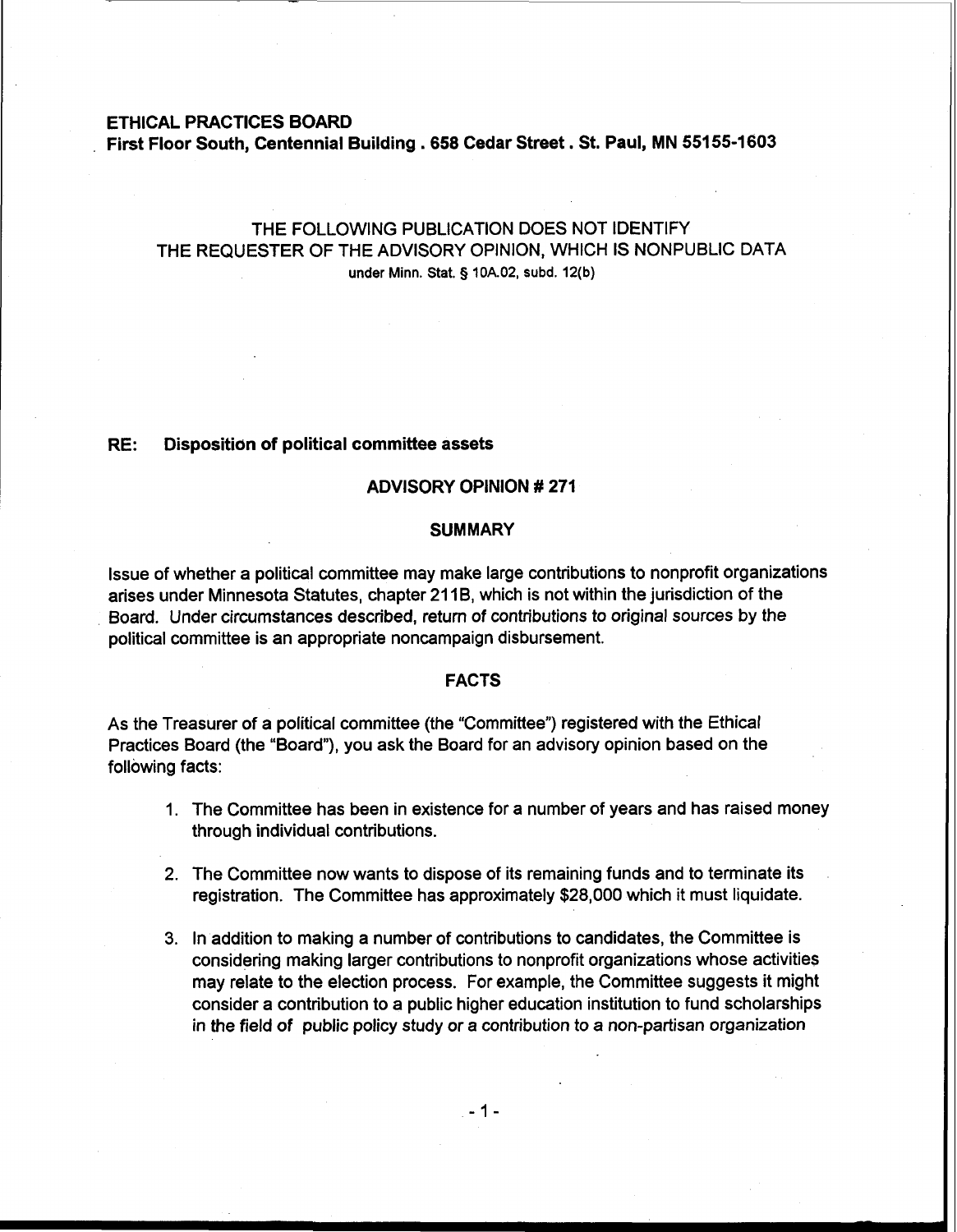**ETHICAL PRACTICES BOARD**
**First Floor South, Centennial Building . 658 Cedar Street . St. Paul, MN 55155-1603**

THE FOLLOWING PUBLICATION DOES NOT IDENTIFY
THE REQUESTER OF THE ADVISORY OPINION, WHICH IS NONPUBLIC DATA
under Minn. Stat. § 10A.02, subd. 12(b)

**RE: Disposition of political committee assets**

## ADVISORY OPINION # 271

### SUMMARY

Issue of whether a political committee may make large contributions to nonprofit organizations arises under Minnesota Statutes, chapter 211B, which is not within the jurisdiction of the Board. Under circumstances described, return of contributions to original sources by the political committee is an appropriate noncampaign disbursement.

### FACTS

As the Treasurer of a political committee (the "Committee") registered with the Ethical Practices Board (the "Board"), you ask the Board for an advisory opinion based on the following facts:

1. The Committee has been in existence for a number of years and has raised money through individual contributions.

2. The Committee now wants to dispose of its remaining funds and to terminate its registration. The Committee has approximately $28,000 which it must liquidate.

3. In addition to making a number of contributions to candidates, the Committee is considering making larger contributions to nonprofit organizations whose activities may relate to the election process. For example, the Committee suggests it might consider a contribution to a public higher education institution to fund scholarships in the field of public policy study or a contribution to a non-partisan organization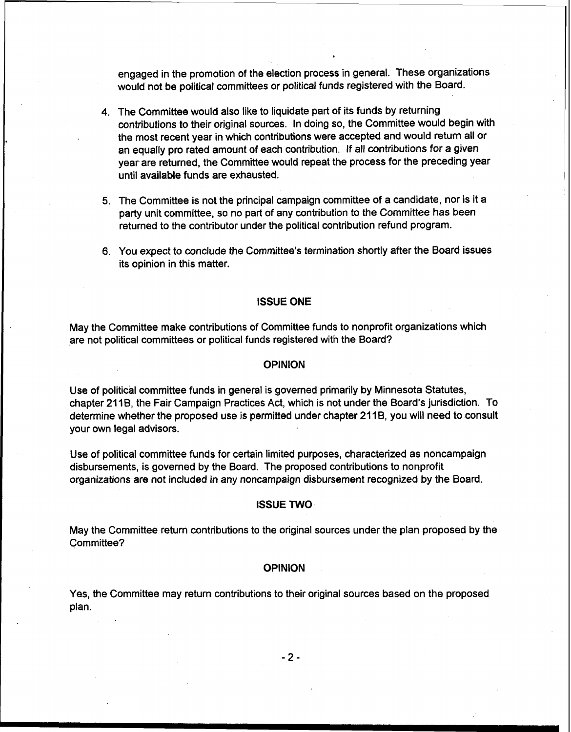engaged in the promotion of the election process in general. These organizations would not be political committees or political funds registered with the Board.

4. The Committee would also like to liquidate part of its funds by returning contributions to their original sources. In doing so, the Committee would begin with the most recent year in which contributions were accepted and would return all or an equally pro rated amount of each contribution. If all contributions for a given year are returned, the Committee would repeat the process for the preceding year until available funds are exhausted.

5. The Committee is not the principal campaign committee of a candidate, nor is it a party unit committee, so no part of any contribution to the Committee has been returned to the contributor under the political contribution refund program.

6. You expect to conclude the Committee's termination shortly after the Board issues its opinion in this matter.

## ISSUE ONE

May the Committee make contributions of Committee funds to nonprofit organizations which are not political committees or political funds registered with the Board?

## OPINION

Use of political committee funds in general is governed primarily by Minnesota Statutes, chapter 211B, the Fair Campaign Practices Act, which is not under the Board's jurisdiction. To determine whether the proposed use is permitted under chapter 211B, you will need to consult your own legal advisors.

Use of political committee funds for certain limited purposes, characterized as noncampaign disbursements, is governed by the Board. The proposed contributions to nonprofit organizations are not included in any noncampaign disbursement recognized by the Board.

## ISSUE TWO

May the Committee return contributions to the original sources under the plan proposed by the Committee?

## OPINION

Yes, the Committee may return contributions to their original sources based on the proposed plan.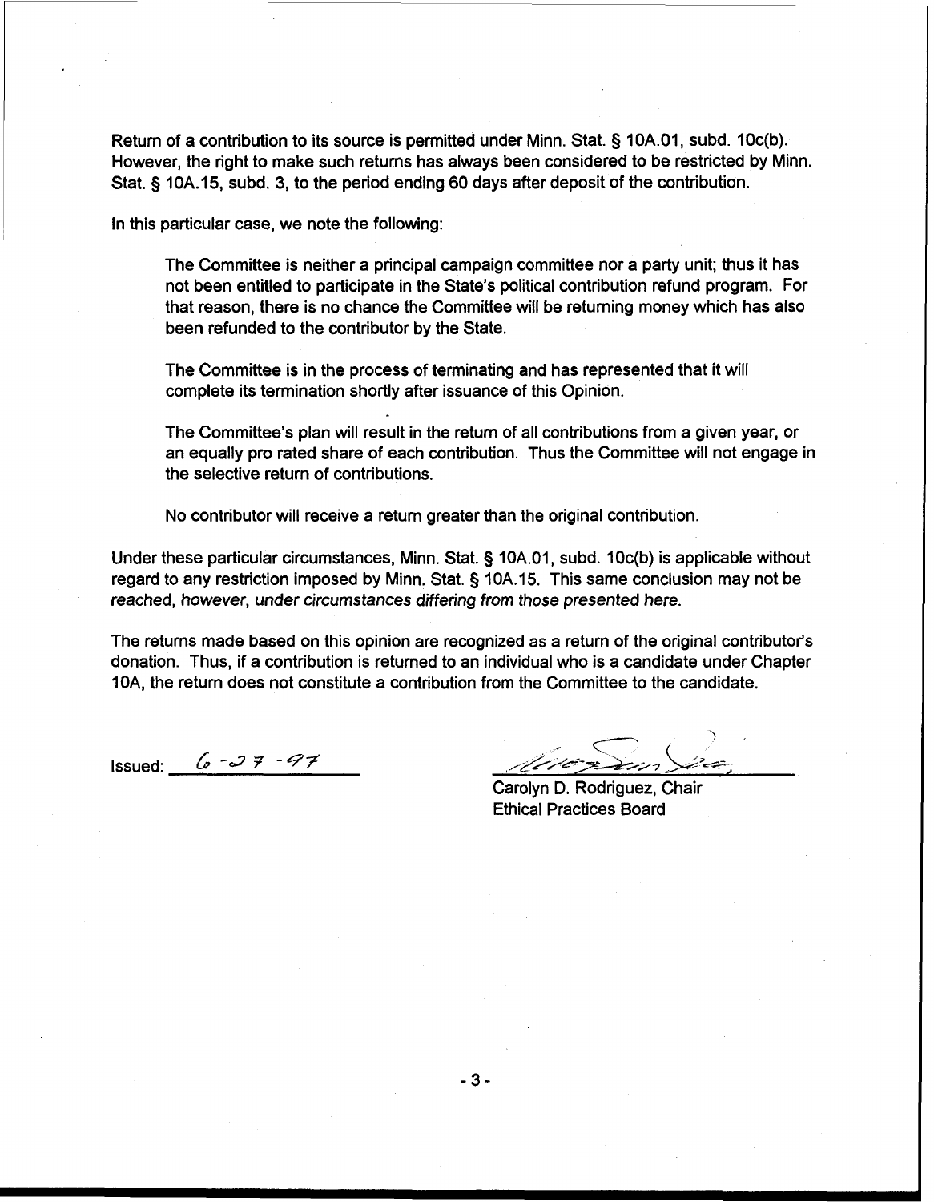Return of a contribution to its source is permitted under Minn. Stat. § 10A.01, subd. 10c(b). However, the right to make such returns has always been considered to be restricted by Minn. Stat. § 10A.15, subd. 3, to the period ending 60 days after deposit of the contribution.

In this particular case, we note the following:

> The Committee is neither a principal campaign committee nor a party unit; thus it has not been entitled to participate in the State's political contribution refund program. For that reason, there is no chance the Committee will be returning money which has also been refunded to the contributor by the State.
>
> The Committee is in the process of terminating and has represented that it will complete its termination shortly after issuance of this Opinion.
>
> The Committee's plan will result in the return of all contributions from a given year, or an equally pro rated share of each contribution. Thus the Committee will not engage in the selective return of contributions.
>
> No contributor will receive a return greater than the original contribution.

Under these particular circumstances, Minn. Stat. § 10A.01, subd. 10c(b) is applicable without regard to any restriction imposed by Minn. Stat. § 10A.15. This same conclusion may not be *reached, however, under circumstances differing from those presented here.*

The returns made based on this opinion are recognized as a return of the original contributor's donation. Thus, if a contribution is returned to an individual who is a candidate under Chapter 10A, the return does not constitute a contribution from the Committee to the candidate.

Issued: 6-27-97

Carolyn D. Rodriguez, Chair
Ethical Practices Board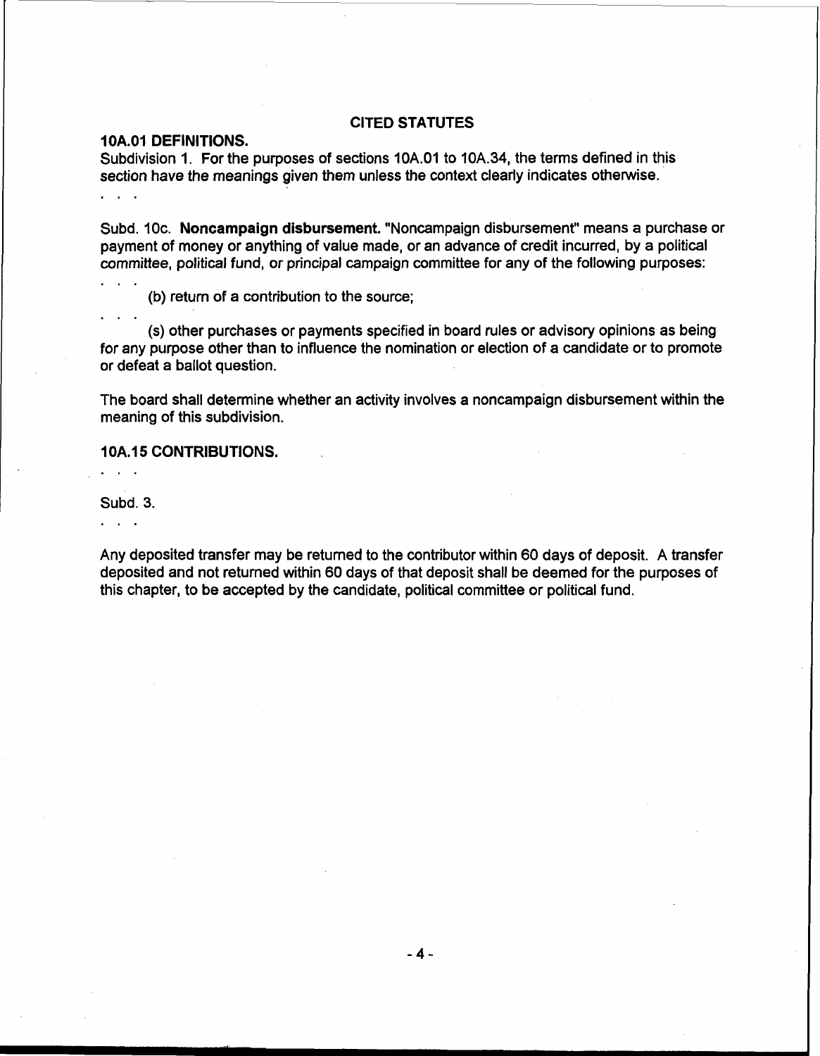## CITED STATUTES

**10A.01 DEFINITIONS.**

Subdivision 1. For the purposes of sections 10A.01 to 10A.34, the terms defined in this section have the meanings given them unless the context clearly indicates otherwise.

. . .

Subd. 10c. **Noncampaign disbursement.** "Noncampaign disbursement" means a purchase or payment of money or anything of value made, or an advance of credit incurred, by a political committee, political fund, or principal campaign committee for any of the following purposes:

. . .

(b) return of a contribution to the source;

. . .

(s) other purchases or payments specified in board rules or advisory opinions as being for any purpose other than to influence the nomination or election of a candidate or to promote or defeat a ballot question.

The board shall determine whether an activity involves a noncampaign disbursement within the meaning of this subdivision.

**10A.15 CONTRIBUTIONS.**

. . .

Subd. 3.

. . .

Any deposited transfer may be returned to the contributor within 60 days of deposit. A transfer deposited and not returned within 60 days of that deposit shall be deemed for the purposes of this chapter, to be accepted by the candidate, political committee or political fund.